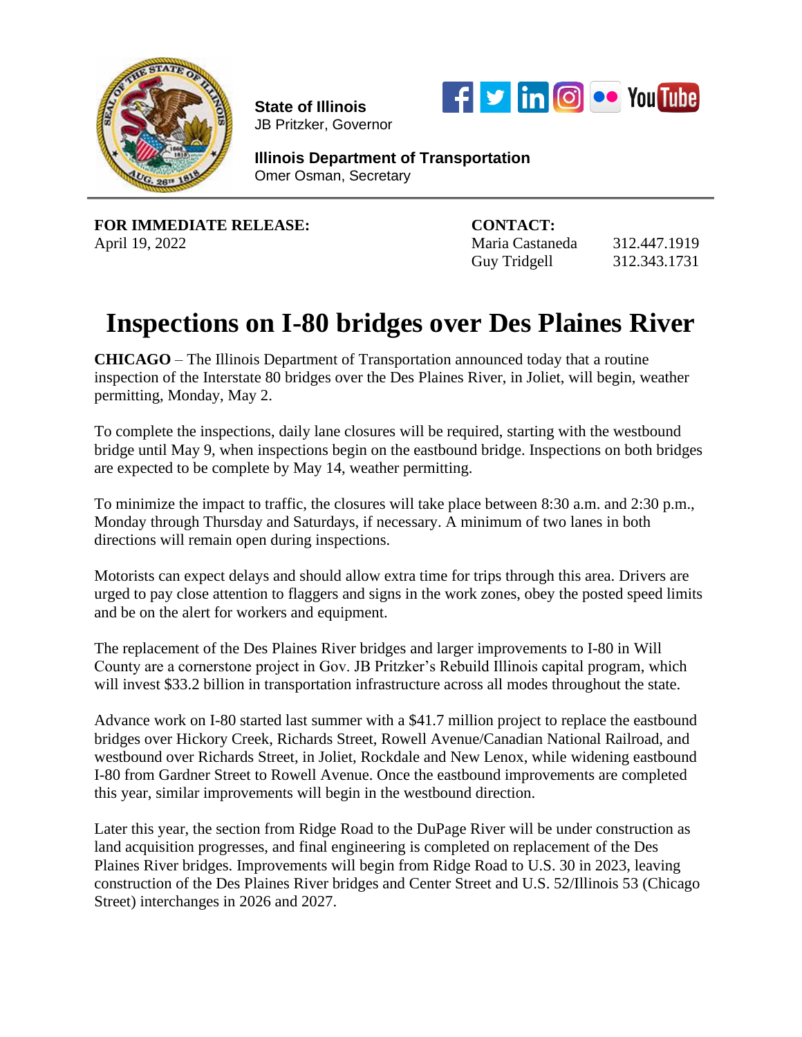**State of Illinois**
JB Pritzker, Governor

**Illinois Department of Transportation**
Omer Osman, Secretary

**FOR IMMEDIATE RELEASE:**
April 19, 2022

**CONTACT:**
Maria Castaneda 312.447.1919
Guy Tridgell 312.343.1731

# Inspections on I-80 bridges over Des Plaines River

**CHICAGO** – The Illinois Department of Transportation announced today that a routine inspection of the Interstate 80 bridges over the Des Plaines River, in Joliet, will begin, weather permitting, Monday, May 2.

To complete the inspections, daily lane closures will be required, starting with the westbound bridge until May 9, when inspections begin on the eastbound bridge. Inspections on both bridges are expected to be complete by May 14, weather permitting.

To minimize the impact to traffic, the closures will take place between 8:30 a.m. and 2:30 p.m., Monday through Thursday and Saturdays, if necessary. A minimum of two lanes in both directions will remain open during inspections.

Motorists can expect delays and should allow extra time for trips through this area. Drivers are urged to pay close attention to flaggers and signs in the work zones, obey the posted speed limits and be on the alert for workers and equipment.

The replacement of the Des Plaines River bridges and larger improvements to I-80 in Will County are a cornerstone project in Gov. JB Pritzker's Rebuild Illinois capital program, which will invest $33.2 billion in transportation infrastructure across all modes throughout the state.

Advance work on I-80 started last summer with a $41.7 million project to replace the eastbound bridges over Hickory Creek, Richards Street, Rowell Avenue/Canadian National Railroad, and westbound over Richards Street, in Joliet, Rockdale and New Lenox, while widening eastbound I-80 from Gardner Street to Rowell Avenue. Once the eastbound improvements are completed this year, similar improvements will begin in the westbound direction.

Later this year, the section from Ridge Road to the DuPage River will be under construction as land acquisition progresses, and final engineering is completed on replacement of the Des Plaines River bridges. Improvements will begin from Ridge Road to U.S. 30 in 2023, leaving construction of the Des Plaines River bridges and Center Street and U.S. 52/Illinois 53 (Chicago Street) interchanges in 2026 and 2027.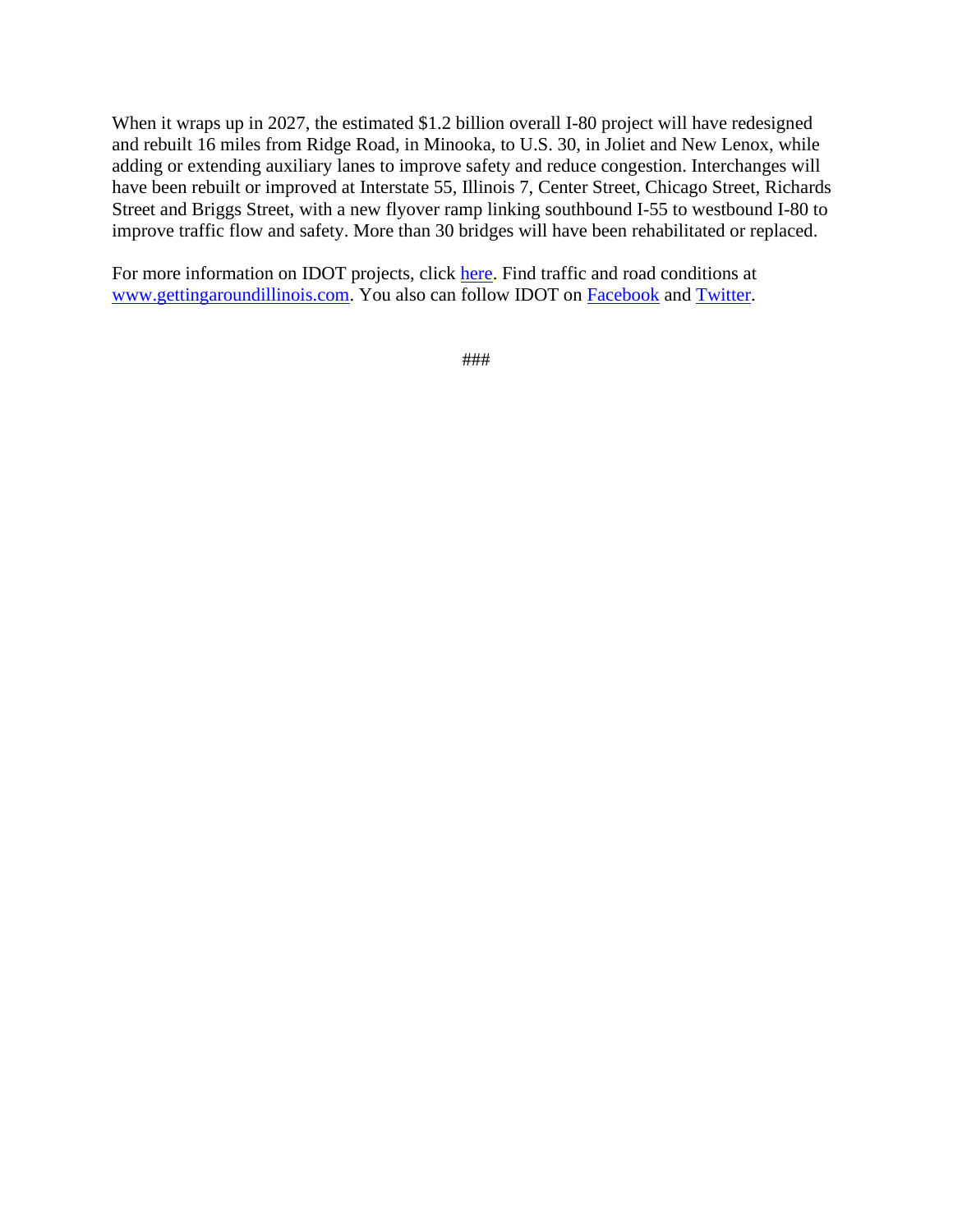When it wraps up in 2027, the estimated $1.2 billion overall I-80 project will have redesigned and rebuilt 16 miles from Ridge Road, in Minooka, to U.S. 30, in Joliet and New Lenox, while adding or extending auxiliary lanes to improve safety and reduce congestion. Interchanges will have been rebuilt or improved at Interstate 55, Illinois 7, Center Street, Chicago Street, Richards Street and Briggs Street, with a new flyover ramp linking southbound I-55 to westbound I-80 to improve traffic flow and safety. More than 30 bridges will have been rehabilitated or replaced.

For more information on IDOT projects, click here. Find traffic and road conditions at www.gettingaroundillinois.com. You also can follow IDOT on Facebook and Twitter.

###